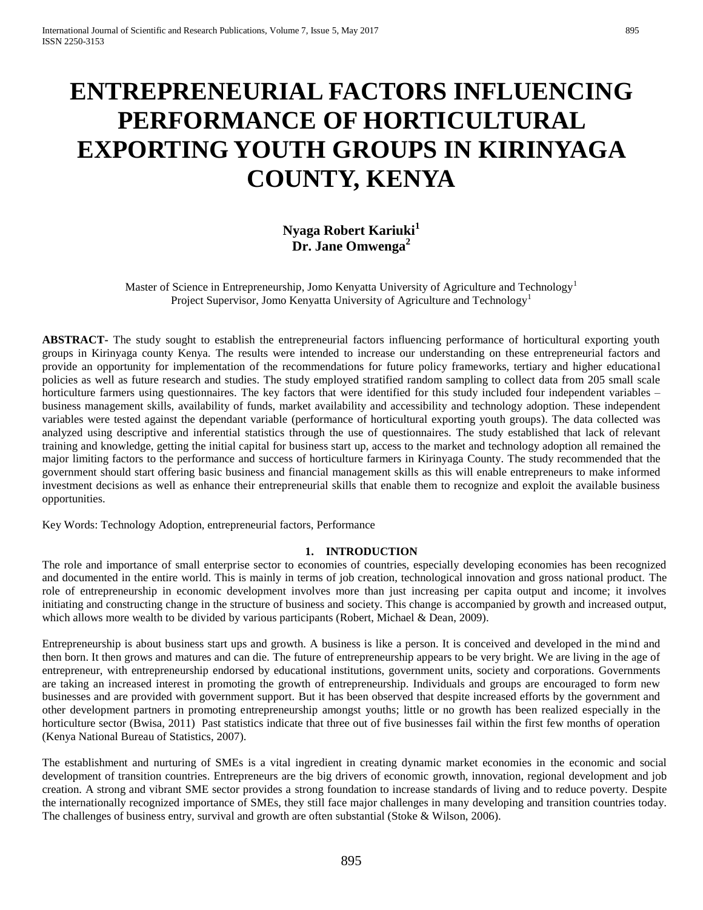# ENTREPRENEURIAL FACTORS INFLUENCING PERFORMANCE OF HORTICULTURAL EXPORTING YOUTH GROUPS IN KIRINYAGA COUNTY, KENYA

**Nyaga Robert Kariuki[1]**
**Dr. Jane Omwenga[2]**

Master of Science in Entrepreneurship, Jomo Kenyatta University of Agriculture and Technology[1]
Project Supervisor, Jomo Kenyatta University of Agriculture and Technology[1]

**ABSTRACT-** The study sought to establish the entrepreneurial factors influencing performance of horticultural exporting youth groups in Kirinyaga county Kenya. The results were intended to increase our understanding on these entrepreneurial factors and provide an opportunity for implementation of the recommendations for future policy frameworks, tertiary and higher educational policies as well as future research and studies. The study employed stratified random sampling to collect data from 205 small scale horticulture farmers using questionnaires. The key factors that were identified for this study included four independent variables – business management skills, availability of funds, market availability and accessibility and technology adoption. These independent variables were tested against the dependant variable (performance of horticultural exporting youth groups). The data collected was analyzed using descriptive and inferential statistics through the use of questionnaires. The study established that lack of relevant training and knowledge, getting the initial capital for business start up, access to the market and technology adoption all remained the major limiting factors to the performance and success of horticulture farmers in Kirinyaga County. The study recommended that the government should start offering basic business and financial management skills as this will enable entrepreneurs to make informed investment decisions as well as enhance their entrepreneurial skills that enable them to recognize and exploit the available business opportunities.

Key Words: Technology Adoption, entrepreneurial factors, Performance

## 1. INTRODUCTION

The role and importance of small enterprise sector to economies of countries, especially developing economies has been recognized and documented in the entire world. This is mainly in terms of job creation, technological innovation and gross national product. The role of entrepreneurship in economic development involves more than just increasing per capita output and income; it involves initiating and constructing change in the structure of business and society. This change is accompanied by growth and increased output, which allows more wealth to be divided by various participants (Robert, Michael & Dean, 2009).

Entrepreneurship is about business start ups and growth. A business is like a person. It is conceived and developed in the mind and then born. It then grows and matures and can die. The future of entrepreneurship appears to be very bright. We are living in the age of entrepreneur, with entrepreneurship endorsed by educational institutions, government units, society and corporations. Governments are taking an increased interest in promoting the growth of entrepreneurship. Individuals and groups are encouraged to form new businesses and are provided with government support. But it has been observed that despite increased efforts by the government and other development partners in promoting entrepreneurship amongst youths; little or no growth has been realized especially in the horticulture sector (Bwisa, 2011) Past statistics indicate that three out of five businesses fail within the first few months of operation (Kenya National Bureau of Statistics, 2007).

The establishment and nurturing of SMEs is a vital ingredient in creating dynamic market economies in the economic and social development of transition countries. Entrepreneurs are the big drivers of economic growth, innovation, regional development and job creation. A strong and vibrant SME sector provides a strong foundation to increase standards of living and to reduce poverty. Despite the internationally recognized importance of SMEs, they still face major challenges in many developing and transition countries today. The challenges of business entry, survival and growth are often substantial (Stoke & Wilson, 2006).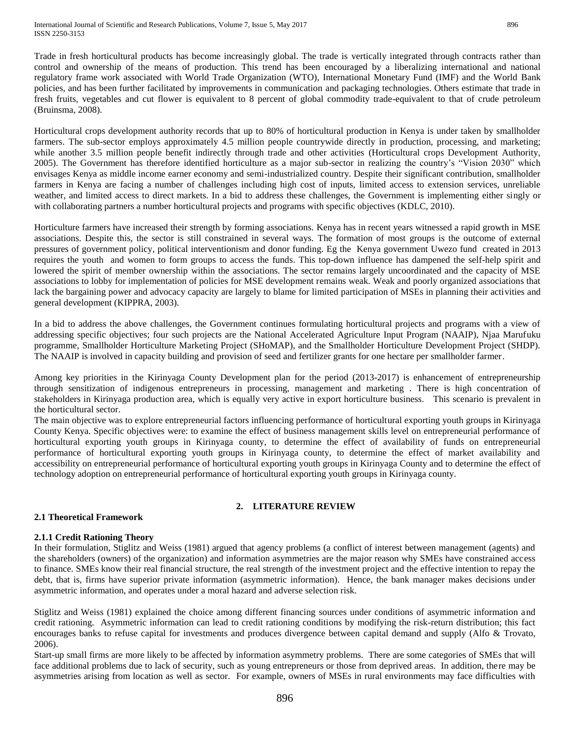Trade in fresh horticultural products has become increasingly global. The trade is vertically integrated through contracts rather than control and ownership of the means of production. This trend has been encouraged by a liberalizing international and national regulatory frame work associated with World Trade Organization (WTO), International Monetary Fund (IMF) and the World Bank policies, and has been further facilitated by improvements in communication and packaging technologies. Others estimate that trade in fresh fruits, vegetables and cut flower is equivalent to 8 percent of global commodity trade-equivalent to that of crude petroleum (Bruinsma, 2008).

Horticultural crops development authority records that up to 80% of horticultural production in Kenya is under taken by smallholder farmers. The sub-sector employs approximately 4.5 million people countrywide directly in production, processing, and marketing; while another 3.5 million people benefit indirectly through trade and other activities (Horticultural crops Development Authority, 2005). The Government has therefore identified horticulture as a major sub-sector in realizing the country's "Vision 2030" which envisages Kenya as middle income earner economy and semi-industrialized country. Despite their significant contribution, smallholder farmers in Kenya are facing a number of challenges including high cost of inputs, limited access to extension services, unreliable weather, and limited access to direct markets. In a bid to address these challenges, the Government is implementing either singly or with collaborating partners a number horticultural projects and programs with specific objectives (KDLC, 2010).

Horticulture farmers have increased their strength by forming associations. Kenya has in recent years witnessed a rapid growth in MSE associations. Despite this, the sector is still constrained in several ways. The formation of most groups is the outcome of external pressures of government policy, political interventionism and donor funding. Eg the Kenya government Uwezo fund created in 2013 requires the youth and women to form groups to access the funds. This top-down influence has dampened the self-help spirit and lowered the spirit of member ownership within the associations. The sector remains largely uncoordinated and the capacity of MSE associations to lobby for implementation of policies for MSE development remains weak. Weak and poorly organized associations that lack the bargaining power and advocacy capacity are largely to blame for limited participation of MSEs in planning their activities and general development (KIPPRA, 2003).

In a bid to address the above challenges, the Government continues formulating horticultural projects and programs with a view of addressing specific objectives; four such projects are the National Accelerated Agriculture Input Program (NAAIP), Njaa Marufuku programme, Smallholder Horticulture Marketing Project (SHoMAP), and the Smallholder Horticulture Development Project (SHDP). The NAAIP is involved in capacity building and provision of seed and fertilizer grants for one hectare per smallholder farmer.

Among key priorities in the Kirinyaga County Development plan for the period (2013-2017) is enhancement of entrepreneurship through sensitization of indigenous entrepreneurs in processing, management and marketing . There is high concentration of stakeholders in Kirinyaga production area, which is equally very active in export horticulture business. This scenario is prevalent in the horticultural sector.

The main objective was to explore entrepreneurial factors influencing performance of horticultural exporting youth groups in Kirinyaga County Kenya. Specific objectives were: to examine the effect of business management skills level on entrepreneurial performance of horticultural exporting youth groups in Kirinyaga county, to determine the effect of availability of funds on entrepreneurial performance of horticultural exporting youth groups in Kirinyaga county, to determine the effect of market availability and accessibility on entrepreneurial performance of horticultural exporting youth groups in Kirinyaga County and to determine the effect of technology adoption on entrepreneurial performance of horticultural exporting youth groups in Kirinyaga county.

## 2. LITERATURE REVIEW

### 2.1 Theoretical Framework

#### 2.1.1 Credit Rationing Theory

In their formulation, Stiglitz and Weiss (1981) argued that agency problems (a conflict of interest between management (agents) and the shareholders (owners) of the organization) and information asymmetries are the major reason why SMEs have constrained access to finance. SMEs know their real financial structure, the real strength of the investment project and the effective intention to repay the debt, that is, firms have superior private information (asymmetric information). Hence, the bank manager makes decisions under asymmetric information, and operates under a moral hazard and adverse selection risk.

Stiglitz and Weiss (1981) explained the choice among different financing sources under conditions of asymmetric information and credit rationing. Asymmetric information can lead to credit rationing conditions by modifying the risk-return distribution; this fact encourages banks to refuse capital for investments and produces divergence between capital demand and supply (Alfo & Trovato, 2006).

Start-up small firms are more likely to be affected by information asymmetry problems. There are some categories of SMEs that will face additional problems due to lack of security, such as young entrepreneurs or those from deprived areas. In addition, there may be asymmetries arising from location as well as sector. For example, owners of MSEs in rural environments may face difficulties with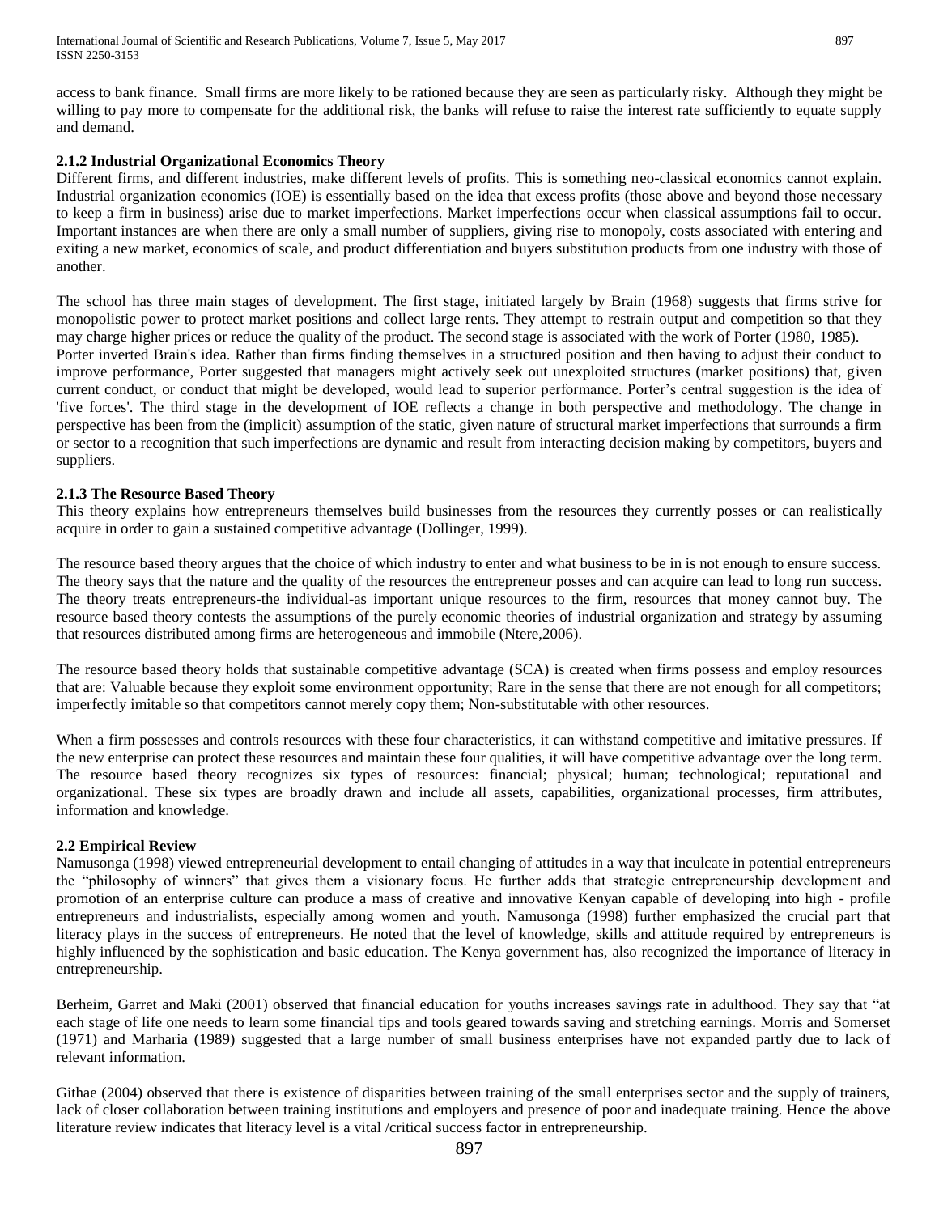access to bank finance. Small firms are more likely to be rationed because they are seen as particularly risky. Although they might be willing to pay more to compensate for the additional risk, the banks will refuse to raise the interest rate sufficiently to equate supply and demand.

### 2.1.2 Industrial Organizational Economics Theory

Different firms, and different industries, make different levels of profits. This is something neo-classical economics cannot explain. Industrial organization economics (IOE) is essentially based on the idea that excess profits (those above and beyond those necessary to keep a firm in business) arise due to market imperfections. Market imperfections occur when classical assumptions fail to occur. Important instances are when there are only a small number of suppliers, giving rise to monopoly, costs associated with entering and exiting a new market, economics of scale, and product differentiation and buyers substitution products from one industry with those of another.

The school has three main stages of development. The first stage, initiated largely by Brain (1968) suggests that firms strive for monopolistic power to protect market positions and collect large rents. They attempt to restrain output and competition so that they may charge higher prices or reduce the quality of the product. The second stage is associated with the work of Porter (1980, 1985). Porter inverted Brain's idea. Rather than firms finding themselves in a structured position and then having to adjust their conduct to improve performance, Porter suggested that managers might actively seek out unexploited structures (market positions) that, given current conduct, or conduct that might be developed, would lead to superior performance. Porter's central suggestion is the idea of 'five forces'. The third stage in the development of IOE reflects a change in both perspective and methodology. The change in perspective has been from the (implicit) assumption of the static, given nature of structural market imperfections that surrounds a firm or sector to a recognition that such imperfections are dynamic and result from interacting decision making by competitors, buyers and suppliers.

### 2.1.3 The Resource Based Theory

This theory explains how entrepreneurs themselves build businesses from the resources they currently posses or can realistically acquire in order to gain a sustained competitive advantage (Dollinger, 1999).

The resource based theory argues that the choice of which industry to enter and what business to be in is not enough to ensure success. The theory says that the nature and the quality of the resources the entrepreneur posses and can acquire can lead to long run success. The theory treats entrepreneurs-the individual-as important unique resources to the firm, resources that money cannot buy. The resource based theory contests the assumptions of the purely economic theories of industrial organization and strategy by assuming that resources distributed among firms are heterogeneous and immobile (Ntere,2006).

The resource based theory holds that sustainable competitive advantage (SCA) is created when firms possess and employ resources that are: Valuable because they exploit some environment opportunity; Rare in the sense that there are not enough for all competitors; imperfectly imitable so that competitors cannot merely copy them; Non-substitutable with other resources.

When a firm possesses and controls resources with these four characteristics, it can withstand competitive and imitative pressures. If the new enterprise can protect these resources and maintain these four qualities, it will have competitive advantage over the long term. The resource based theory recognizes six types of resources: financial; physical; human; technological; reputational and organizational. These six types are broadly drawn and include all assets, capabilities, organizational processes, firm attributes, information and knowledge.

## 2.2 Empirical Review

Namusonga (1998) viewed entrepreneurial development to entail changing of attitudes in a way that inculcate in potential entrepreneurs the "philosophy of winners" that gives them a visionary focus. He further adds that strategic entrepreneurship development and promotion of an enterprise culture can produce a mass of creative and innovative Kenyan capable of developing into high - profile entrepreneurs and industrialists, especially among women and youth. Namusonga (1998) further emphasized the crucial part that literacy plays in the success of entrepreneurs. He noted that the level of knowledge, skills and attitude required by entrepreneurs is highly influenced by the sophistication and basic education. The Kenya government has, also recognized the importance of literacy in entrepreneurship.

Berheim, Garret and Maki (2001) observed that financial education for youths increases savings rate in adulthood. They say that "at each stage of life one needs to learn some financial tips and tools geared towards saving and stretching earnings. Morris and Somerset (1971) and Marharia (1989) suggested that a large number of small business enterprises have not expanded partly due to lack of relevant information.

Githae (2004) observed that there is existence of disparities between training of the small enterprises sector and the supply of trainers, lack of closer collaboration between training institutions and employers and presence of poor and inadequate training. Hence the above literature review indicates that literacy level is a vital /critical success factor in entrepreneurship.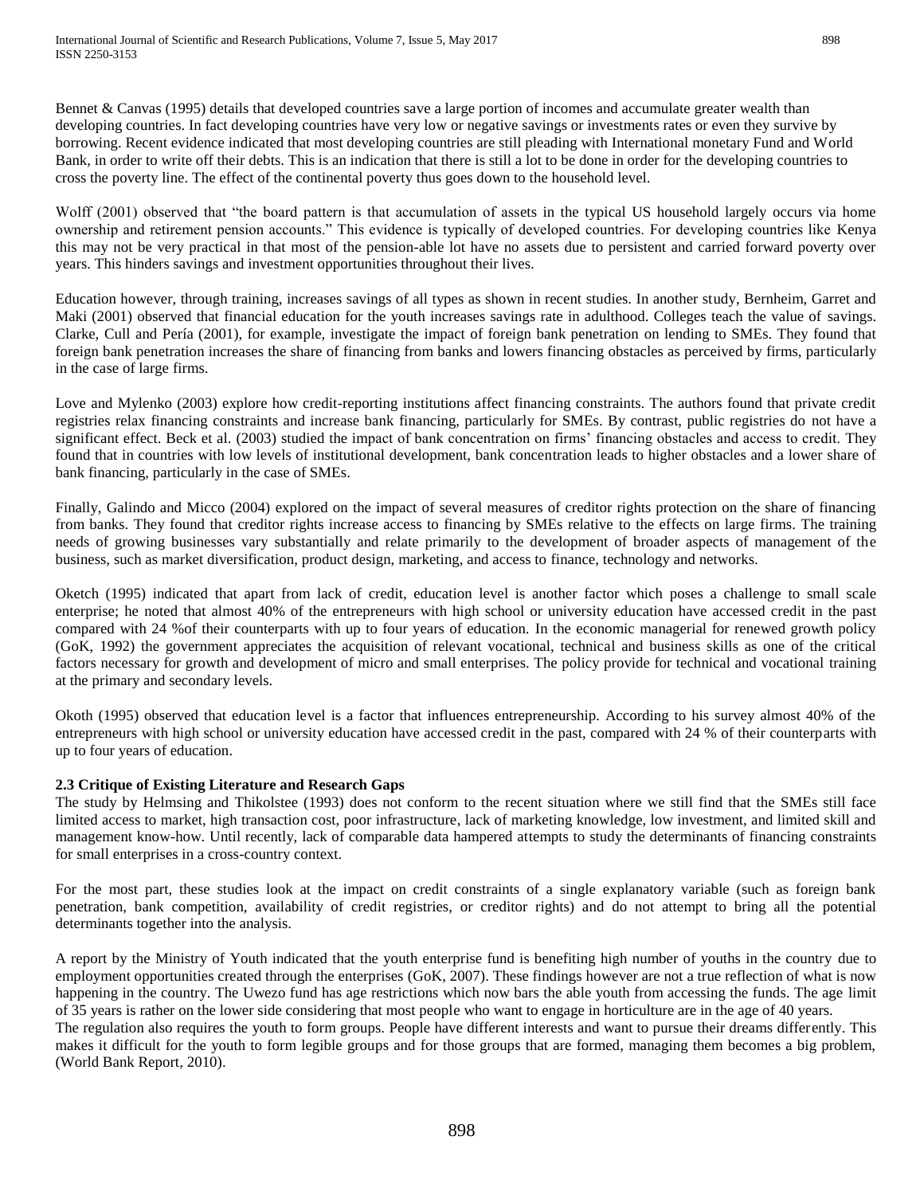Bennet & Canvas (1995) details that developed countries save a large portion of incomes and accumulate greater wealth than developing countries. In fact developing countries have very low or negative savings or investments rates or even they survive by borrowing. Recent evidence indicated that most developing countries are still pleading with International monetary Fund and World Bank, in order to write off their debts. This is an indication that there is still a lot to be done in order for the developing countries to cross the poverty line. The effect of the continental poverty thus goes down to the household level.

Wolff (2001) observed that "the board pattern is that accumulation of assets in the typical US household largely occurs via home ownership and retirement pension accounts." This evidence is typically of developed countries. For developing countries like Kenya this may not be very practical in that most of the pension-able lot have no assets due to persistent and carried forward poverty over years. This hinders savings and investment opportunities throughout their lives.

Education however, through training, increases savings of all types as shown in recent studies. In another study, Bernheim, Garret and Maki (2001) observed that financial education for the youth increases savings rate in adulthood. Colleges teach the value of savings. Clarke, Cull and Pería (2001), for example, investigate the impact of foreign bank penetration on lending to SMEs. They found that foreign bank penetration increases the share of financing from banks and lowers financing obstacles as perceived by firms, particularly in the case of large firms.

Love and Mylenko (2003) explore how credit-reporting institutions affect financing constraints. The authors found that private credit registries relax financing constraints and increase bank financing, particularly for SMEs. By contrast, public registries do not have a significant effect. Beck et al. (2003) studied the impact of bank concentration on firms' financing obstacles and access to credit. They found that in countries with low levels of institutional development, bank concentration leads to higher obstacles and a lower share of bank financing, particularly in the case of SMEs.

Finally, Galindo and Micco (2004) explored on the impact of several measures of creditor rights protection on the share of financing from banks. They found that creditor rights increase access to financing by SMEs relative to the effects on large firms. The training needs of growing businesses vary substantially and relate primarily to the development of broader aspects of management of the business, such as market diversification, product design, marketing, and access to finance, technology and networks.

Oketch (1995) indicated that apart from lack of credit, education level is another factor which poses a challenge to small scale enterprise; he noted that almost 40% of the entrepreneurs with high school or university education have accessed credit in the past compared with 24 %of their counterparts with up to four years of education. In the economic managerial for renewed growth policy (GoK, 1992) the government appreciates the acquisition of relevant vocational, technical and business skills as one of the critical factors necessary for growth and development of micro and small enterprises. The policy provide for technical and vocational training at the primary and secondary levels.

Okoth (1995) observed that education level is a factor that influences entrepreneurship. According to his survey almost 40% of the entrepreneurs with high school or university education have accessed credit in the past, compared with 24 % of their counterparts with up to four years of education.

### 2.3 Critique of Existing Literature and Research Gaps

The study by Helmsing and Thikolstee (1993) does not conform to the recent situation where we still find that the SMEs still face limited access to market, high transaction cost, poor infrastructure, lack of marketing knowledge, low investment, and limited skill and management know-how. Until recently, lack of comparable data hampered attempts to study the determinants of financing constraints for small enterprises in a cross-country context.

For the most part, these studies look at the impact on credit constraints of a single explanatory variable (such as foreign bank penetration, bank competition, availability of credit registries, or creditor rights) and do not attempt to bring all the potential determinants together into the analysis.

A report by the Ministry of Youth indicated that the youth enterprise fund is benefiting high number of youths in the country due to employment opportunities created through the enterprises (GoK, 2007). These findings however are not a true reflection of what is now happening in the country. The Uwezo fund has age restrictions which now bars the able youth from accessing the funds. The age limit of 35 years is rather on the lower side considering that most people who want to engage in horticulture are in the age of 40 years.
The regulation also requires the youth to form groups. People have different interests and want to pursue their dreams differently. This makes it difficult for the youth to form legible groups and for those groups that are formed, managing them becomes a big problem, (World Bank Report, 2010).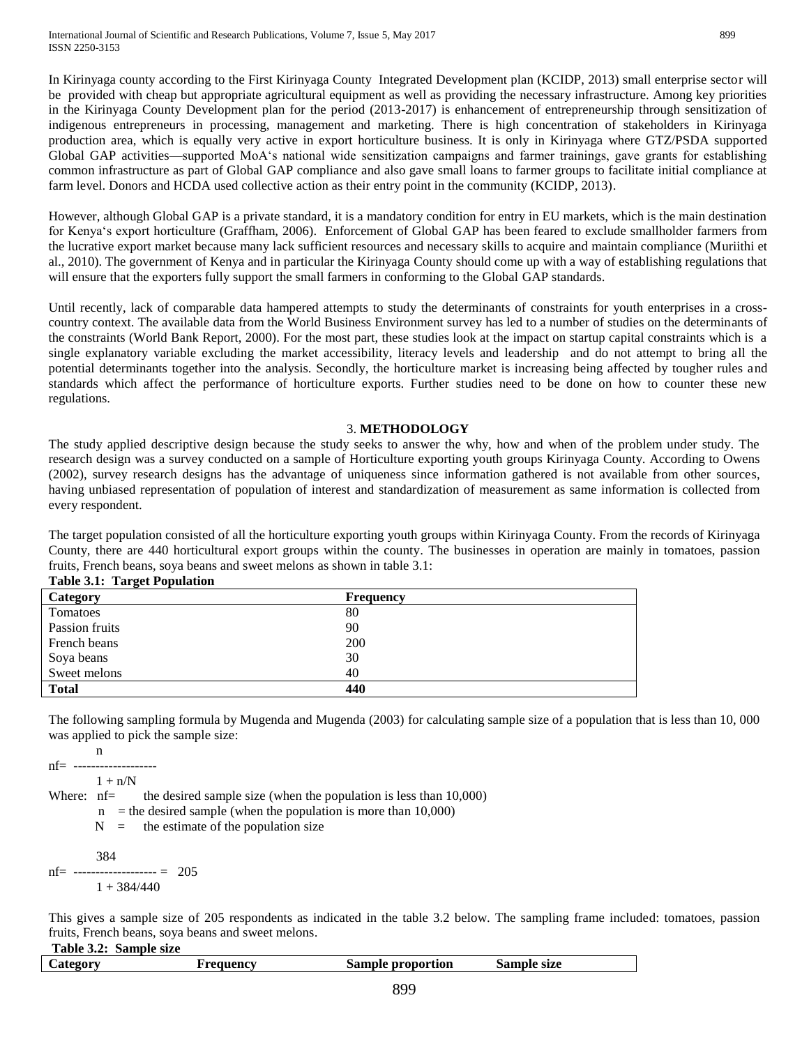In Kirinyaga county according to the First Kirinyaga County Integrated Development plan (KCIDP, 2013) small enterprise sector will be provided with cheap but appropriate agricultural equipment as well as providing the necessary infrastructure. Among key priorities in the Kirinyaga County Development plan for the period (2013-2017) is enhancement of entrepreneurship through sensitization of indigenous entrepreneurs in processing, management and marketing. There is high concentration of stakeholders in Kirinyaga production area, which is equally very active in export horticulture business. It is only in Kirinyaga where GTZ/PSDA supported Global GAP activities—supported MoA's national wide sensitization campaigns and farmer trainings, gave grants for establishing common infrastructure as part of Global GAP compliance and also gave small loans to farmer groups to facilitate initial compliance at farm level. Donors and HCDA used collective action as their entry point in the community (KCIDP, 2013).

However, although Global GAP is a private standard, it is a mandatory condition for entry in EU markets, which is the main destination for Kenya's export horticulture (Graffham, 2006). Enforcement of Global GAP has been feared to exclude smallholder farmers from the lucrative export market because many lack sufficient resources and necessary skills to acquire and maintain compliance (Muriithi et al., 2010). The government of Kenya and in particular the Kirinyaga County should come up with a way of establishing regulations that will ensure that the exporters fully support the small farmers in conforming to the Global GAP standards.

Until recently, lack of comparable data hampered attempts to study the determinants of constraints for youth enterprises in a cross-country context. The available data from the World Business Environment survey has led to a number of studies on the determinants of the constraints (World Bank Report, 2000). For the most part, these studies look at the impact on startup capital constraints which is a single explanatory variable excluding the market accessibility, literacy levels and leadership and do not attempt to bring all the potential determinants together into the analysis. Secondly, the horticulture market is increasing being affected by tougher rules and standards which affect the performance of horticulture exports. Further studies need to be done on how to counter these new regulations.

## 3. METHODOLOGY

The study applied descriptive design because the study seeks to answer the why, how and when of the problem under study. The research design was a survey conducted on a sample of Horticulture exporting youth groups Kirinyaga County. According to Owens (2002), survey research designs has the advantage of uniqueness since information gathered is not available from other sources, having unbiased representation of population of interest and standardization of measurement as same information is collected from every respondent.

The target population consisted of all the horticulture exporting youth groups within Kirinyaga County. From the records of Kirinyaga County, there are 440 horticultural export groups within the county. The businesses in operation are mainly in tomatoes, passion fruits, French beans, soya beans and sweet melons as shown in table 3.1:

**Table 3.1: Target Population**

| Category | Frequency |
|---|---|
| Tomatoes | 80 |
| Passion fruits | 90 |
| French beans | 200 |
| Soya beans | 30 |
| Sweet melons | 40 |
| **Total** | **440** |

The following sampling formula by Mugenda and Mugenda (2003) for calculating sample size of a population that is less than 10, 000 was applied to pick the sample size:

$$nf = \frac{n}{1 + n/N}$$

Where: nf = the desired sample size (when the population is less than 10,000)

n = the desired sample (when the population is more than 10,000)

N = the estimate of the population size

$$nf = \frac{384}{1 + 384/440} = 205$$

This gives a sample size of 205 respondents as indicated in the table 3.2 below. The sampling frame included: tomatoes, passion fruits, French beans, soya beans and sweet melons.

**Table 3.2: Sample size**

| Category | Frequency | Sample proportion | Sample size |
|---|---|---|---|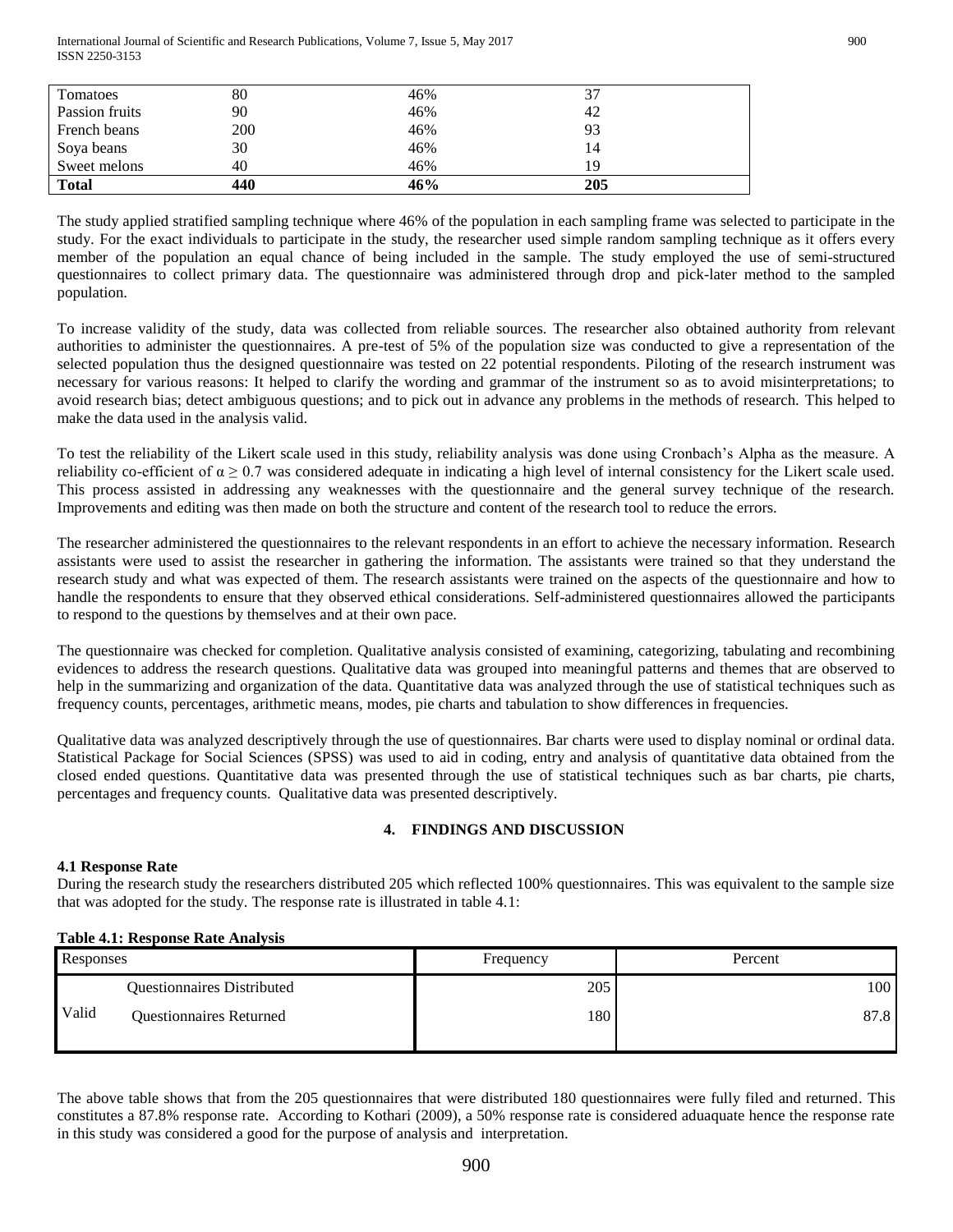| | | | |
|---|---|---|---|
| Tomatoes | 80 | 46% | 37 |
| Passion fruits | 90 | 46% | 42 |
| French beans | 200 | 46% | 93 |
| Soya beans | 30 | 46% | 14 |
| Sweet melons | 40 | 46% | 19 |
| **Total** | **440** | **46%** | **205** |

The study applied stratified sampling technique where 46% of the population in each sampling frame was selected to participate in the study. For the exact individuals to participate in the study, the researcher used simple random sampling technique as it offers every member of the population an equal chance of being included in the sample. The study employed the use of semi-structured questionnaires to collect primary data. The questionnaire was administered through drop and pick-later method to the sampled population.

To increase validity of the study, data was collected from reliable sources. The researcher also obtained authority from relevant authorities to administer the questionnaires. A pre-test of 5% of the population size was conducted to give a representation of the selected population thus the designed questionnaire was tested on 22 potential respondents. Piloting of the research instrument was necessary for various reasons: It helped to clarify the wording and grammar of the instrument so as to avoid misinterpretations; to avoid research bias; detect ambiguous questions; and to pick out in advance any problems in the methods of research. This helped to make the data used in the analysis valid.

To test the reliability of the Likert scale used in this study, reliability analysis was done using Cronbach's Alpha as the measure. A reliability co-efficient of $\alpha \geq 0.7$ was considered adequate in indicating a high level of internal consistency for the Likert scale used. This process assisted in addressing any weaknesses with the questionnaire and the general survey technique of the research. Improvements and editing was then made on both the structure and content of the research tool to reduce the errors.

The researcher administered the questionnaires to the relevant respondents in an effort to achieve the necessary information. Research assistants were used to assist the researcher in gathering the information. The assistants were trained so that they understand the research study and what was expected of them. The research assistants were trained on the aspects of the questionnaire and how to handle the respondents to ensure that they observed ethical considerations. Self-administered questionnaires allowed the participants to respond to the questions by themselves and at their own pace.

The questionnaire was checked for completion. Qualitative analysis consisted of examining, categorizing, tabulating and recombining evidences to address the research questions. Qualitative data was grouped into meaningful patterns and themes that are observed to help in the summarizing and organization of the data. Quantitative data was analyzed through the use of statistical techniques such as frequency counts, percentages, arithmetic means, modes, pie charts and tabulation to show differences in frequencies.

Qualitative data was analyzed descriptively through the use of questionnaires. Bar charts were used to display nominal or ordinal data. Statistical Package for Social Sciences (SPSS) was used to aid in coding, entry and analysis of quantitative data obtained from the closed ended questions. Quantitative data was presented through the use of statistical techniques such as bar charts, pie charts, percentages and frequency counts. Qualitative data was presented descriptively.

## 4. FINDINGS AND DISCUSSION

### 4.1 Response Rate

During the research study the researchers distributed 205 which reflected 100% questionnaires. This was equivalent to the sample size that was adopted for the study. The response rate is illustrated in table 4.1:

**Table 4.1: Response Rate Analysis**

| Responses | | Frequency | Percent |
|---|---|---|---|
| Valid | Questionnaires Distributed | 205 | 100 |
| | Questionnaires Returned | 180 | 87.8 |

The above table shows that from the 205 questionnaires that were distributed 180 questionnaires were fully filed and returned. This constitutes a 87.8% response rate. According to Kothari (2009), a 50% response rate is considered aduaquate hence the response rate in this study was considered a good for the purpose of analysis and interpretation.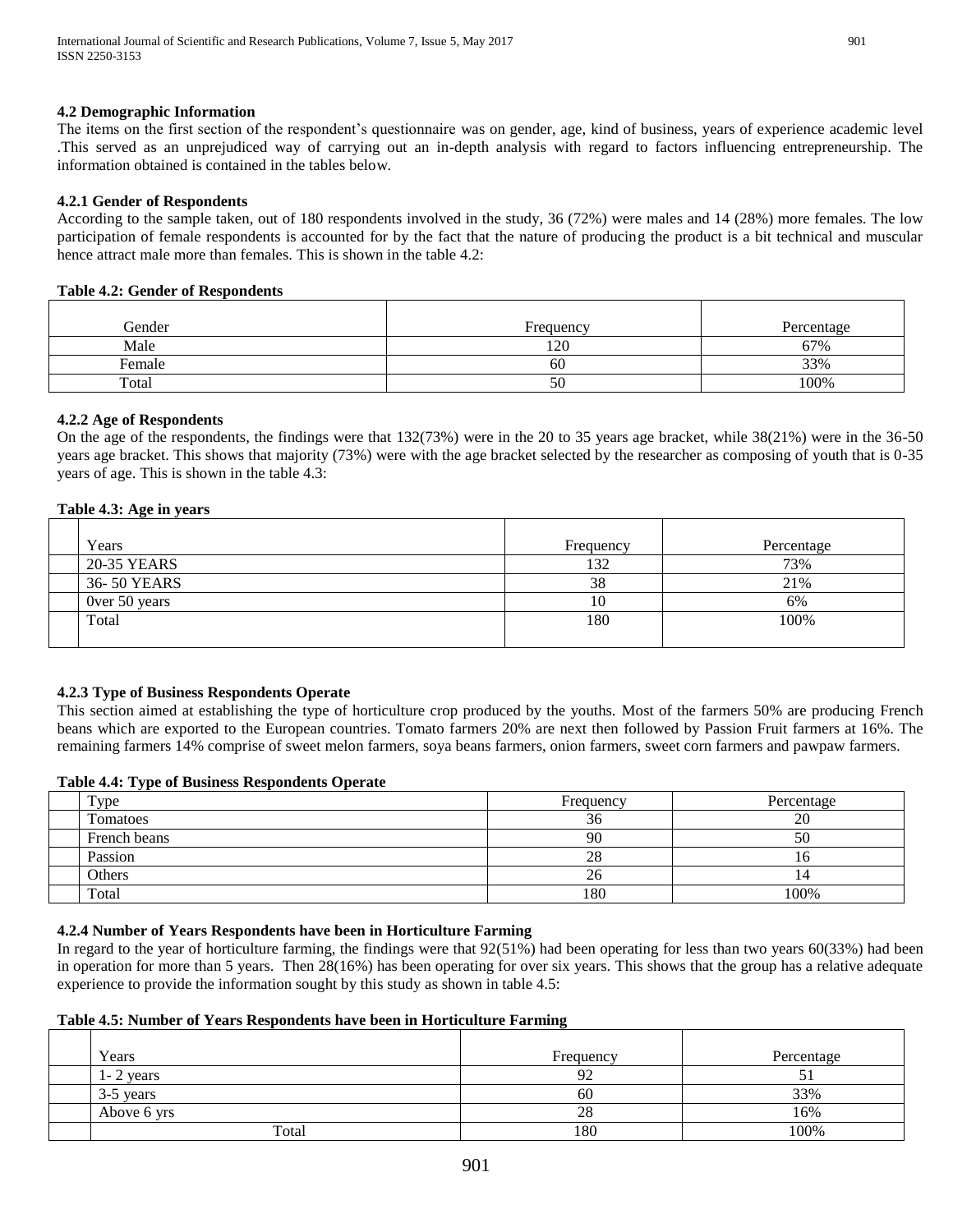### 4.2 Demographic Information

The items on the first section of the respondent's questionnaire was on gender, age, kind of business, years of experience academic level .This served as an unprejudiced way of carrying out an in-depth analysis with regard to factors influencing entrepreneurship. The information obtained is contained in the tables below.

#### 4.2.1 Gender of Respondents

According to the sample taken, out of 180 respondents involved in the study, 36 (72%) were males and 14 (28%) more females. The low participation of female respondents is accounted for by the fact that the nature of producing the product is a bit technical and muscular hence attract male more than females. This is shown in the table 4.2:

**Table 4.2: Gender of Respondents**

| Gender | Frequency | Percentage |
|---|---|---|
| Male | 120 | 67% |
| Female | 60 | 33% |
| Total | 50 | 100% |

#### 4.2.2 Age of Respondents

On the age of the respondents, the findings were that 132(73%) were in the 20 to 35 years age bracket, while 38(21%) were in the 36-50 years age bracket. This shows that majority (73%) were with the age bracket selected by the researcher as composing of youth that is 0-35 years of age. This is shown in the table 4.3:

**Table 4.3: Age in years**

| Years | Frequency | Percentage |
|---|---|---|
| 20-35 YEARS | 132 | 73% |
| 36- 50 YEARS | 38 | 21% |
| 0ver 50 years | 10 | 6% |
| Total | 180 | 100% |

#### 4.2.3 Type of Business Respondents Operate

This section aimed at establishing the type of horticulture crop produced by the youths. Most of the farmers 50% are producing French beans which are exported to the European countries. Tomato farmers 20% are next then followed by Passion Fruit farmers at 16%. The remaining farmers 14% comprise of sweet melon farmers, soya beans farmers, onion farmers, sweet corn farmers and pawpaw farmers.

**Table 4.4: Type of Business Respondents Operate**

| Type | Frequency | Percentage |
|---|---|---|
| Tomatoes | 36 | 20 |
| French beans | 90 | 50 |
| Passion | 28 | 16 |
| Others | 26 | 14 |
| Total | 180 | 100% |

#### 4.2.4 Number of Years Respondents have been in Horticulture Farming

In regard to the year of horticulture farming, the findings were that 92(51%) had been operating for less than two years 60(33%) had been in operation for more than 5 years. Then 28(16%) has been operating for over six years. This shows that the group has a relative adequate experience to provide the information sought by this study as shown in table 4.5:

**Table 4.5: Number of Years Respondents have been in Horticulture Farming**

| Years | Frequency | Percentage |
|---|---|---|
| 1- 2 years | 92 | 51 |
| 3-5 years | 60 | 33% |
| Above 6 yrs | 28 | 16% |
| Total | 180 | 100% |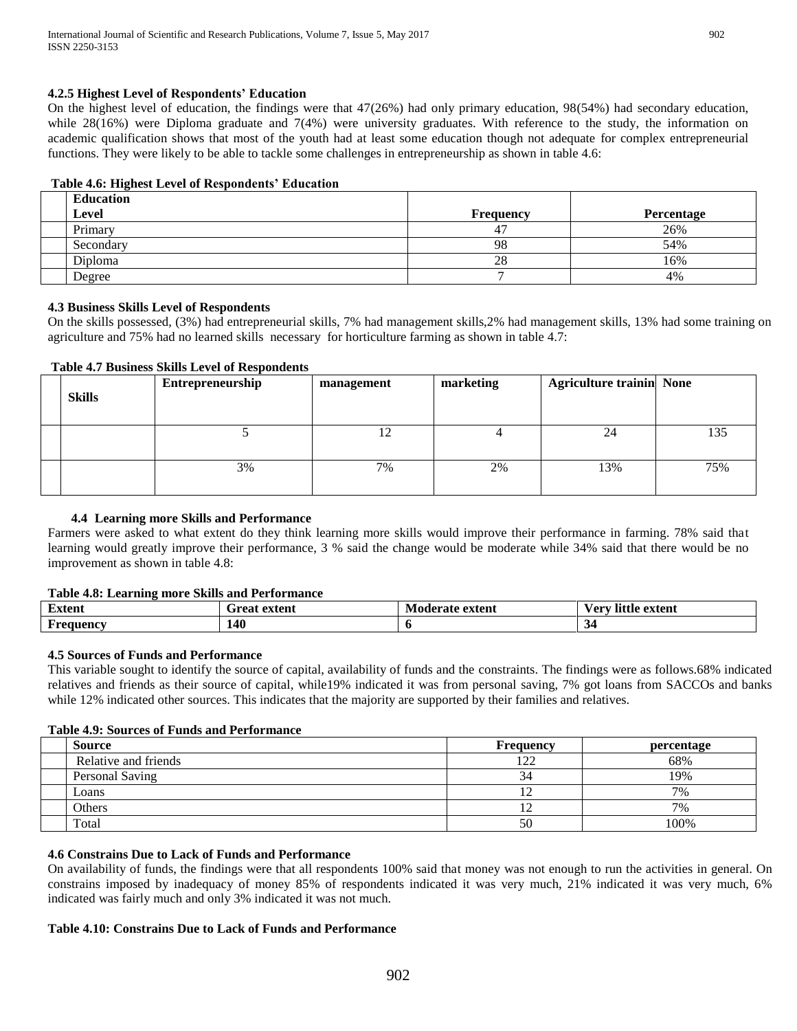### 4.2.5 Highest Level of Respondents' Education

On the highest level of education, the findings were that 47(26%) had only primary education, 98(54%) had secondary education, while 28(16%) were Diploma graduate and 7(4%) were university graduates. With reference to the study, the information on academic qualification shows that most of the youth had at least some education though not adequate for complex entrepreneurial functions. They were likely to be able to tackle some challenges in entrepreneurship as shown in table 4.6:

**Table 4.6: Highest Level of Respondents' Education**

| | Education Level | Frequency | Percentage |
|---|---|---|---|
| | Primary | 47 | 26% |
| | Secondary | 98 | 54% |
| | Diploma | 28 | 16% |
| | Degree | 7 | 4% |

### 4.3 Business Skills Level of Respondents

On the skills possessed, (3%) had entrepreneurial skills, 7% had management skills,2% had management skills, 13% had some training on agriculture and 75% had no learned skills necessary for horticulture farming as shown in table 4.7:

**Table 4.7 Business Skills Level of Respondents**

| | Skills | Entrepreneurship | management | marketing | Agriculture trainin | None |
|---|---|---|---|---|---|---|
| | | 5 | 12 | 4 | 24 | 135 |
| | | 3% | 7% | 2% | 13% | 75% |

### 4.4 Learning more Skills and Performance

Farmers were asked to what extent do they think learning more skills would improve their performance in farming. 78% said that learning would greatly improve their performance, 3 % said the change would be moderate while 34% said that there would be no improvement as shown in table 4.8:

**Table 4.8: Learning more Skills and Performance**

| Extent | Great extent | Moderate extent | Very little extent |
|---|---|---|---|
| Frequency | 140 | 6 | 34 |

### 4.5 Sources of Funds and Performance

This variable sought to identify the source of capital, availability of funds and the constraints. The findings were as follows.68% indicated relatives and friends as their source of capital, while19% indicated it was from personal saving, 7% got loans from SACCOs and banks while 12% indicated other sources. This indicates that the majority are supported by their families and relatives.

**Table 4.9: Sources of Funds and Performance**

| | Source | Frequency | percentage |
|---|---|---|---|
| | Relative and friends | 122 | 68% |
| | Personal Saving | 34 | 19% |
| | Loans | 12 | 7% |
| | Others | 12 | 7% |
| | Total | 50 | 100% |

### 4.6 Constrains Due to Lack of Funds and Performance

On availability of funds, the findings were that all respondents 100% said that money was not enough to run the activities in general. On constrains imposed by inadequacy of money 85% of respondents indicated it was very much, 21% indicated it was very much, 6% indicated was fairly much and only 3% indicated it was not much.

**Table 4.10: Constrains Due to Lack of Funds and Performance**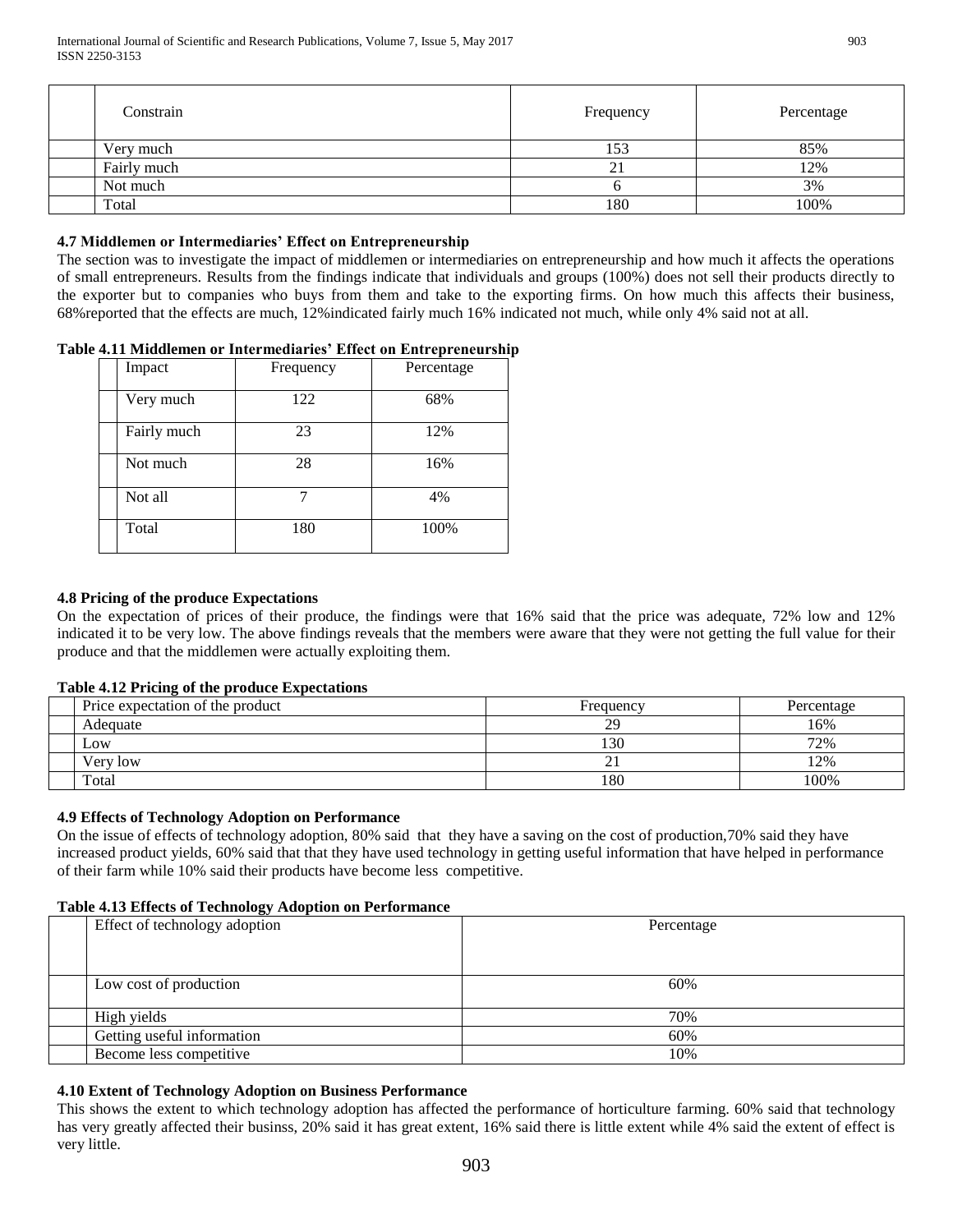| Constrain | Frequency | Percentage |
| --- | --- | --- |
| Very much | 153 | 85% |
| Fairly much | 21 | 12% |
| Not much | 6 | 3% |
| Total | 180 | 100% |

### 4.7 Middlemen or Intermediaries' Effect on Entrepreneurship

The section was to investigate the impact of middlemen or intermediaries on entrepreneurship and how much it affects the operations of small entrepreneurs. Results from the findings indicate that individuals and groups (100%) does not sell their products directly to the exporter but to companies who buys from them and take to the exporting firms. On how much this affects their business, 68%reported that the effects are much, 12%indicated fairly much 16% indicated not much, while only 4% said not at all.

**Table 4.11 Middlemen or Intermediaries' Effect on Entrepreneurship**

| Impact | Frequency | Percentage |
| --- | --- | --- |
| Very much | 122 | 68% |
| Fairly much | 23 | 12% |
| Not much | 28 | 16% |
| Not all | 7 | 4% |
| Total | 180 | 100% |

### 4.8 Pricing of the produce Expectations

On the expectation of prices of their produce, the findings were that 16% said that the price was adequate, 72% low and 12% indicated it to be very low. The above findings reveals that the members were aware that they were not getting the full value for their produce and that the middlemen were actually exploiting them.

**Table 4.12 Pricing of the produce Expectations**

| Price expectation of the product | Frequency | Percentage |
| --- | --- | --- |
| Adequate | 29 | 16% |
| Low | 130 | 72% |
| Very low | 21 | 12% |
| Total | 180 | 100% |

### 4.9 Effects of Technology Adoption on Performance

On the issue of effects of technology adoption, 80% said that they have a saving on the cost of production,70% said they have increased product yields, 60% said that that they have used technology in getting useful information that have helped in performance of their farm while 10% said their products have become less competitive.

**Table 4.13 Effects of Technology Adoption on Performance**

| Effect of technology adoption | Percentage |
| --- | --- |
| Low cost of production | 60% |
| High yields | 70% |
| Getting useful information | 60% |
| Become less competitive | 10% |

### 4.10 Extent of Technology Adoption on Business Performance

This shows the extent to which technology adoption has affected the performance of horticulture farming. 60% said that technology has very greatly affected their businss, 20% said it has great extent, 16% said there is little extent while 4% said the extent of effect is very little.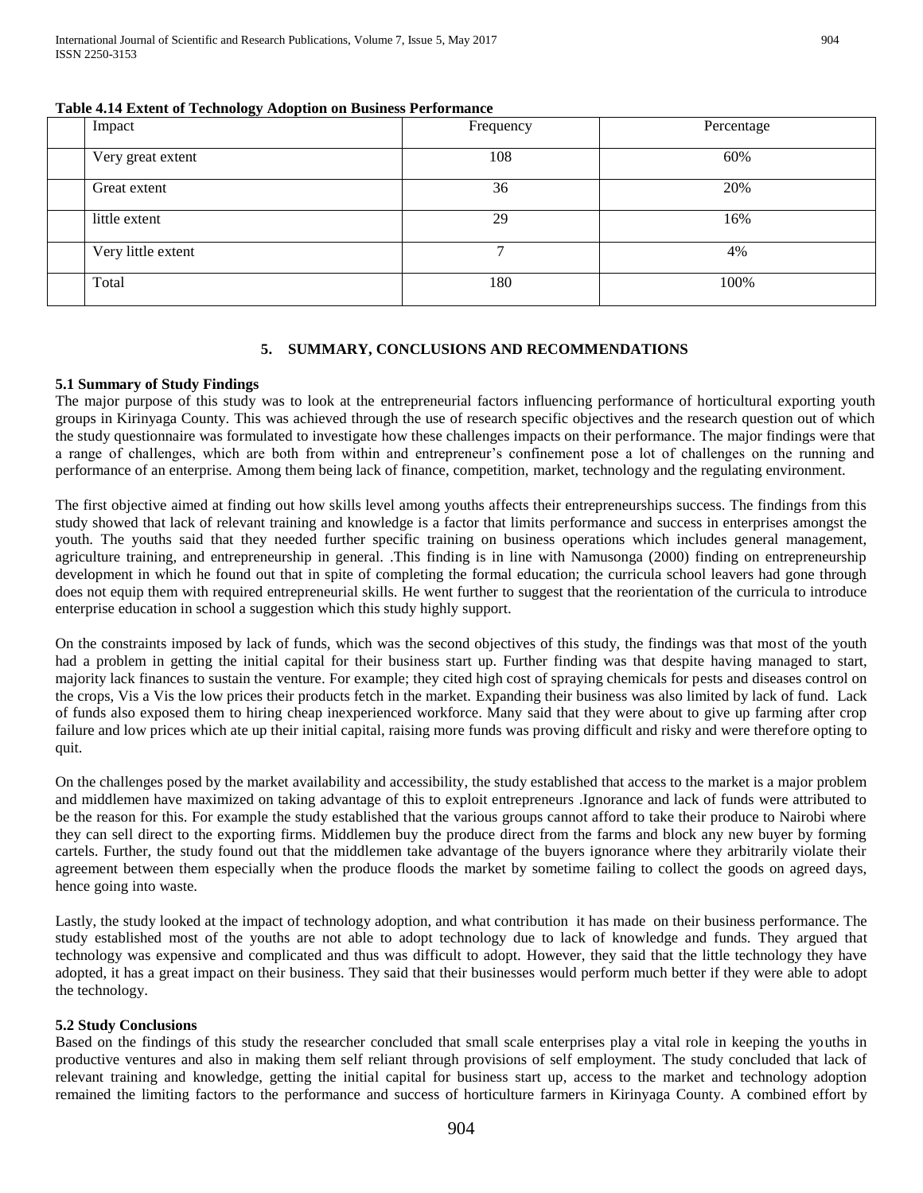**Table 4.14 Extent of Technology Adoption on Business Performance**

| Impact | Frequency | Percentage |
|---|---|---|
| Very great extent | 108 | 60% |
| Great extent | 36 | 20% |
| little extent | 29 | 16% |
| Very little extent | 7 | 4% |
| Total | 180 | 100% |

## 5. SUMMARY, CONCLUSIONS AND RECOMMENDATIONS

### 5.1 Summary of Study Findings

The major purpose of this study was to look at the entrepreneurial factors influencing performance of horticultural exporting youth groups in Kirinyaga County. This was achieved through the use of research specific objectives and the research question out of which the study questionnaire was formulated to investigate how these challenges impacts on their performance. The major findings were that a range of challenges, which are both from within and entrepreneur's confinement pose a lot of challenges on the running and performance of an enterprise. Among them being lack of finance, competition, market, technology and the regulating environment.

The first objective aimed at finding out how skills level among youths affects their entrepreneurships success. The findings from this study showed that lack of relevant training and knowledge is a factor that limits performance and success in enterprises amongst the youth. The youths said that they needed further specific training on business operations which includes general management, agriculture training, and entrepreneurship in general. .This finding is in line with Namusonga (2000) finding on entrepreneurship development in which he found out that in spite of completing the formal education; the curricula school leavers had gone through does not equip them with required entrepreneurial skills. He went further to suggest that the reorientation of the curricula to introduce enterprise education in school a suggestion which this study highly support.

On the constraints imposed by lack of funds, which was the second objectives of this study, the findings was that most of the youth had a problem in getting the initial capital for their business start up. Further finding was that despite having managed to start, majority lack finances to sustain the venture. For example; they cited high cost of spraying chemicals for pests and diseases control on the crops, Vis a Vis the low prices their products fetch in the market. Expanding their business was also limited by lack of fund. Lack of funds also exposed them to hiring cheap inexperienced workforce. Many said that they were about to give up farming after crop failure and low prices which ate up their initial capital, raising more funds was proving difficult and risky and were therefore opting to quit.

On the challenges posed by the market availability and accessibility, the study established that access to the market is a major problem and middlemen have maximized on taking advantage of this to exploit entrepreneurs .Ignorance and lack of funds were attributed to be the reason for this. For example the study established that the various groups cannot afford to take their produce to Nairobi where they can sell direct to the exporting firms. Middlemen buy the produce direct from the farms and block any new buyer by forming cartels. Further, the study found out that the middlemen take advantage of the buyers ignorance where they arbitrarily violate their agreement between them especially when the produce floods the market by sometime failing to collect the goods on agreed days, hence going into waste.

Lastly, the study looked at the impact of technology adoption, and what contribution it has made on their business performance. The study established most of the youths are not able to adopt technology due to lack of knowledge and funds. They argued that technology was expensive and complicated and thus was difficult to adopt. However, they said that the little technology they have adopted, it has a great impact on their business. They said that their businesses would perform much better if they were able to adopt the technology.

### 5.2 Study Conclusions

Based on the findings of this study the researcher concluded that small scale enterprises play a vital role in keeping the youths in productive ventures and also in making them self reliant through provisions of self employment. The study concluded that lack of relevant training and knowledge, getting the initial capital for business start up, access to the market and technology adoption remained the limiting factors to the performance and success of horticulture farmers in Kirinyaga County. A combined effort by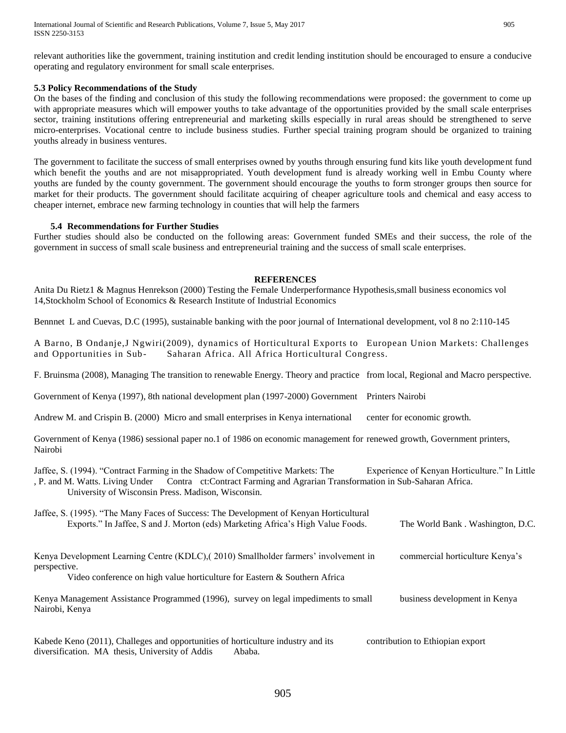relevant authorities like the government, training institution and credit lending institution should be encouraged to ensure a conducive operating and regulatory environment for small scale enterprises.

### 5.3 Policy Recommendations of the Study

On the bases of the finding and conclusion of this study the following recommendations were proposed: the government to come up with appropriate measures which will empower youths to take advantage of the opportunities provided by the small scale enterprises sector, training institutions offering entrepreneurial and marketing skills especially in rural areas should be strengthened to serve micro-enterprises. Vocational centre to include business studies. Further special training program should be organized to training youths already in business ventures.

The government to facilitate the success of small enterprises owned by youths through ensuring fund kits like youth development fund which benefit the youths and are not misappropriated. Youth development fund is already working well in Embu County where youths are funded by the county government. The government should encourage the youths to form stronger groups then source for market for their products. The government should facilitate acquiring of cheaper agriculture tools and chemical and easy access to cheaper internet, embrace new farming technology in counties that will help the farmers

### 5.4 Recommendations for Further Studies

Further studies should also be conducted on the following areas: Government funded SMEs and their success, the role of the government in success of small scale business and entrepreneurial training and the success of small scale enterprises.

## REFERENCES

Anita Du Rietz1 & Magnus Henrekson (2000) Testing the Female Underperformance Hypothesis,small business economics vol 14,Stockholm School of Economics & Research Institute of Industrial Economics

Bennnet L and Cuevas, D.C (1995), sustainable banking with the poor journal of International development, vol 8 no 2:110-145

A Barno, B Ondanje,J Ngwiri(2009), dynamics of Horticultural Exports to European Union Markets: Challenges and Opportunities in Sub- Saharan Africa. All Africa Horticultural Congress.

F. Bruinsma (2008), Managing The transition to renewable Energy. Theory and practice from local, Regional and Macro perspective.

Government of Kenya (1997), 8th national development plan (1997-2000) Government Printers Nairobi

Andrew M. and Crispin B. (2000) Micro and small enterprises in Kenya international center for economic growth.

Government of Kenya (1986) sessional paper no.1 of 1986 on economic management for renewed growth, Government printers, Nairobi

Jaffee, S. (1994). "Contract Farming in the Shadow of Competitive Markets: The Experience of Kenyan Horticulture." In Little , P. and M. Watts. Living Under Contra ct:Contract Farming and Agrarian Transformation in Sub-Saharan Africa. University of Wisconsin Press. Madison, Wisconsin.

Jaffee, S. (1995). "The Many Faces of Success: The Development of Kenyan Horticultural Exports." In Jaffee, S and J. Morton (eds) Marketing Africa's High Value Foods. The World Bank . Washington, D.C.

Kenya Development Learning Centre (KDLC),( 2010) Smallholder farmers' involvement in commercial horticulture Kenya's perspective. Video conference on high value horticulture for Eastern & Southern Africa

Kenya Management Assistance Programmed (1996), survey on legal impediments to small business development in Kenya Nairobi, Kenya

Kabede Keno (2011), Challeges and opportunities of horticulture industry and its contribution to Ethiopian export diversification. MA thesis, University of Addis Ababa.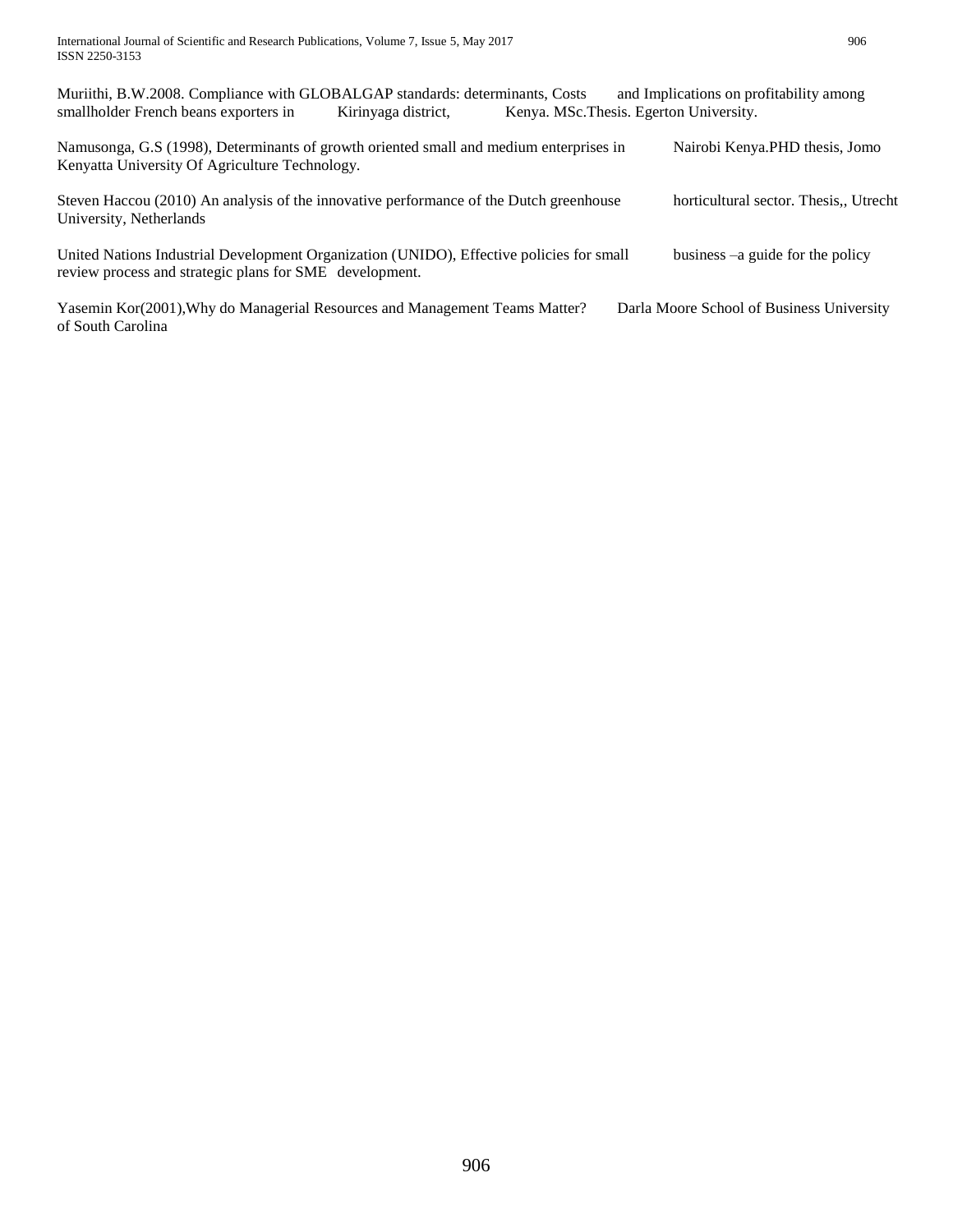Muriithi, B.W.2008. Compliance with GLOBALGAP standards: determinants, Costs and Implications on profitability among smallholder French beans exporters in Kirinyaga district, Kenya. MSc.Thesis. Egerton University.

Namusonga, G.S (1998), Determinants of growth oriented small and medium enterprises in Nairobi Kenya.PHD thesis, Jomo Kenyatta University Of Agriculture Technology.

Steven Haccou (2010) An analysis of the innovative performance of the Dutch greenhouse horticultural sector. Thesis,, Utrecht University, Netherlands

United Nations Industrial Development Organization (UNIDO), Effective policies for small business –a guide for the policy review process and strategic plans for SME development.

Yasemin Kor(2001),Why do Managerial Resources and Management Teams Matter? Darla Moore School of Business University of South Carolina